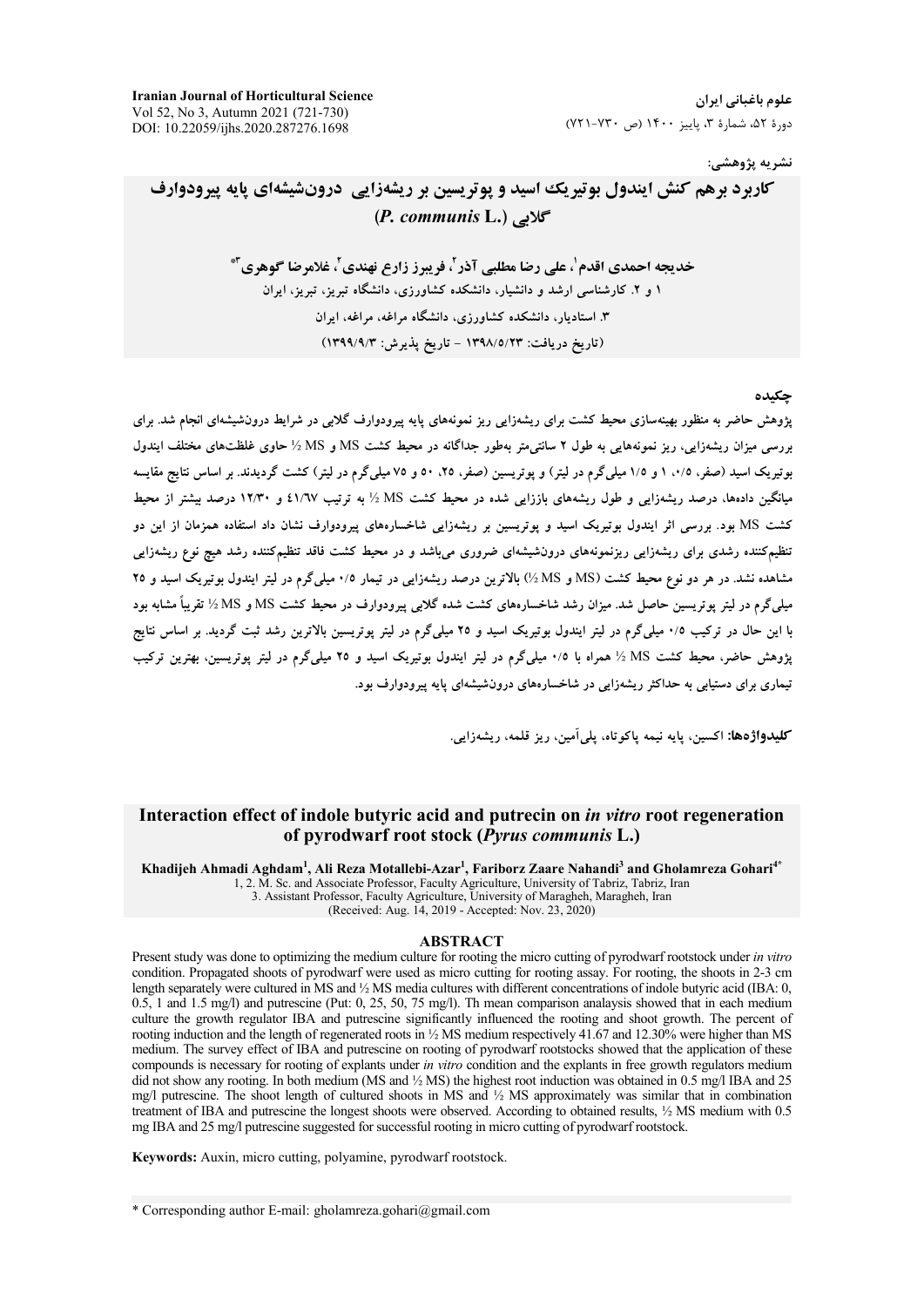Iranian Journal of Horticultural Science
Vol 52, No 3, Autumn 2021 (721-730)
DOI: 10.22059/ijhs.2020.287276.1698

علوم باغبانی ایران
دورهٔ ۵۲، شمارهٔ ۳، پاییز ۱۴۰۰ (ص ۷۳۰-۷۲۱)

نشریه پژوهشی:

# کاربرد برهم کنش ایندول بوتیریک اسید و پوتریسین بر ریشه‌زایی درون‌شیشه‌ای پایه پیرودوارف گلابی (*P. communis* L.)

**خدیجه احمدی اقدم[۱]، علی رضا مطلبی آذر[۲]، فریبرز زارع نهندی[۲]، غلامرضا گوهری[۳*]**

۱ و ۲. کارشناسی ارشد و دانشیار، دانشکده کشاورزی، دانشگاه تبریز، تبریز، ایران

۳. استادیار، دانشکده کشاورزی، دانشگاه مراغه، مراغه، ایران

(تاریخ دریافت: ۱۳۹۸/۵/۲۳ - تاریخ پذیرش: ۱۳۹۹/۹/۳)

## چکیده

پژوهش حاضر به منظور بهینه‌سازی محیط کشت برای ریشه‌زایی ریز نمونه‌های پایه پیرودوارف گلابی در شرایط درون‌شیشه‌ای انجام شد. برای بررسی میزان ریشه‌زایی، ریز نمونه‌هایی به طول ۲ سانتی‌متر به‌طور جداگانه در محیط کشت MS و ½ MS حاوی غلظت‌های مختلف ایندول بوتیریک اسید (صفر، ۰/۵، ۱ و ۱/۵ میلی‌گرم در لیتر) و پوتریسین (صفر، ۲۵، ۵۰ و ۷۵ میلی‌گرم در لیتر) کشت گردیدند. بر اساس نتایج مقایسه میانگین داده‌ها، درصد ریشه‌زایی و طول ریشه‌های باززایی شده در محیط کشت ½ MS به ترتیب ۴۱/۶۷ و ۱۲/۳۰ درصد بیشتر از محیط کشت MS بود. بررسی اثر ایندول بوتیریک اسید و پوتریسین بر ریشه‌زایی شاخساره‌های پیرودوارف نشان داد استفاده همزمان از این دو تنظیم‌کننده رشدی برای ریشه‌زایی ریزنمونه‌های درون‌شیشه‌ای ضروری می‌باشد و در محیط کشت فاقد تنظیم‌کننده رشد هیچ نوع ریشه‌زایی مشاهده نشد. در هر دو نوع محیط کشت (MS و ½ MS) بالاترین درصد ریشه‌زایی در تیمار ۰/۵ میلی‌گرم در لیتر ایندول بوتیریک اسید و ۲۵ میلی‌گرم در لیتر پوتریسین حاصل شد. میزان رشد شاخساره‌های کشت شده گلابی پیرودوارف در محیط کشت MS و ½ MS تقریباً مشابه بود با این حال در ترکیب ۰/۵ میلی‌گرم در لیتر ایندول بوتیریک اسید و ۲۵ میلی‌گرم در لیتر پوتریسین بالاترین رشد ثبت گردید. بر اساس نتایج پژوهش حاضر، محیط کشت ½ MS همراه با ۰/۵ میلی‌گرم در لیتر ایندول بوتیریک اسید و ۲۵ میلی‌گرم در لیتر پوتریسین، بهترین ترکیب تیماری برای دستیابی به حداکثر ریشه‌زایی در شاخساره‌های درون‌شیشه‌ای پایه پیرودوارف بود.

**کلیدواژه‌ها:** اکسین، پایه نیمه پاکوتاه، پلی‌آمین، ریز قلمه، ریشه‌زایی.

# Interaction effect of indole butyric acid and putrecin on *in vitro* root regeneration of pyrodwarf root stock (*Pyrus communis* L.)

**Khadijeh Ahmadi Aghdam[1], Ali Reza Motallebi-Azar[1], Fariborz Zaare Nahandi[3] and Gholamreza Gohari[4*]**

1, 2. M. Sc. and Associate Professor, Faculty Agriculture, University of Tabriz, Tabriz, Iran
3. Assistant Professor, Faculty Agriculture, University of Maragheh, Maragheh, Iran
(Received: Aug. 14, 2019 - Accepted: Nov. 23, 2020)

## ABSTRACT

Present study was done to optimizing the medium culture for rooting the micro cutting of pyrodwarf rootstock under *in vitro* condition. Propagated shoots of pyrodwarf were used as micro cutting for rooting assay. For rooting, the shoots in 2-3 cm length separately were cultured in MS and ½ MS media cultures with different concentrations of indole butyric acid (IBA: 0, 0.5, 1 and 1.5 mg/l) and putrescine (Put: 0, 25, 50, 75 mg/l). Th mean comparison analaysis showed that in each medium culture the growth regulator IBA and putrescine significantly influenced the rooting and shoot growth. The percent of rooting induction and the length of regenerated roots in ½ MS medium respectively 41.67 and 12.30% were higher than MS medium. The survey effect of IBA and putrescine on rooting of pyrodwarf rootstocks showed that the application of these compounds is necessary for rooting of explants under *in vitro* condition and the explants in free growth regulators medium did not show any rooting. In both medium (MS and ½ MS) the highest root induction was obtained in 0.5 mg/l IBA and 25 mg/l putrescine. The shoot length of cultured shoots in MS and ½ MS approximately was similar that in combination treatment of IBA and putrescine the longest shoots were observed. According to obtained results, ½ MS medium with 0.5 mg IBA and 25 mg/l putrescine suggested for successful rooting in micro cutting of pyrodwarf rootstock.

**Keywords:** Auxin, micro cutting, polyamine, pyrodwarf rootstock.

* Corresponding author E-mail: gholamreza.gohari@gmail.com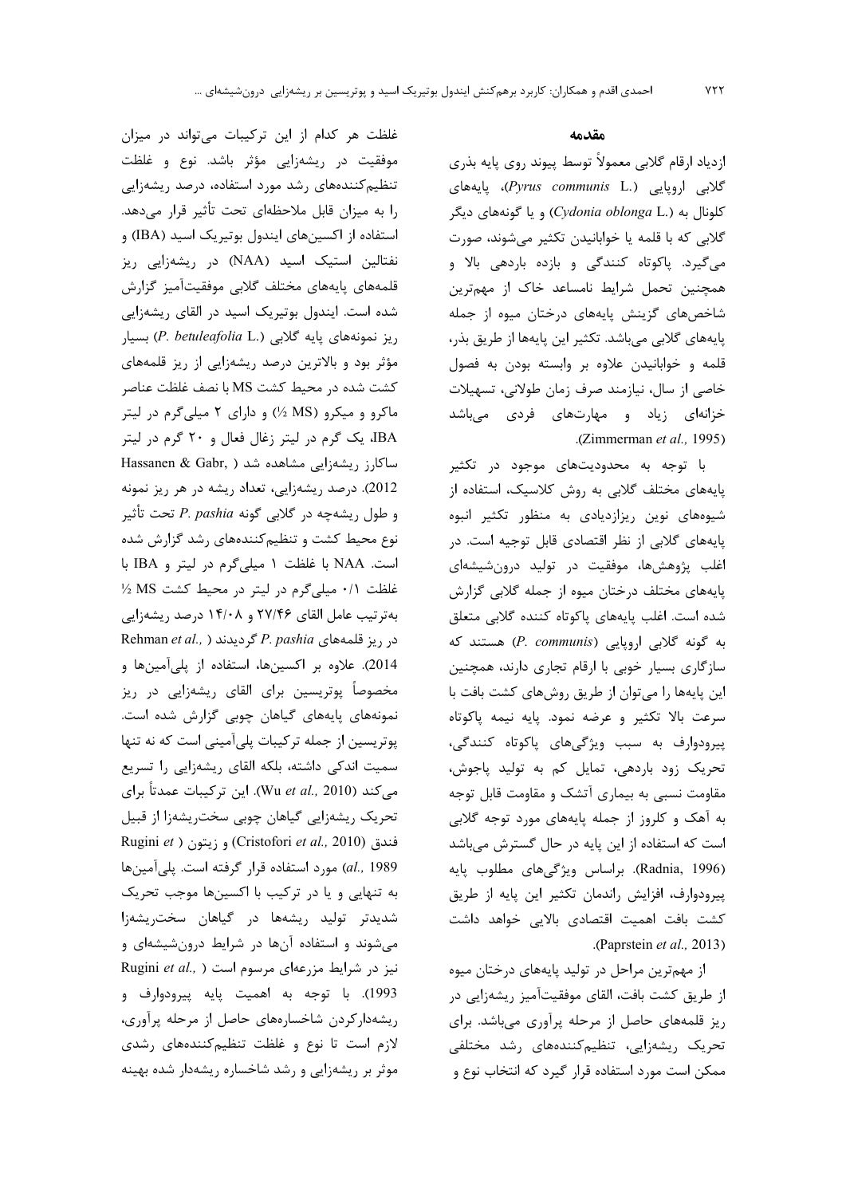## مقدمه

ازدیاد ارقام گلابی معمولاً توسط پیوند روی پایه بذری گلابی اروپایی (*Pyrus communis* L.)، پایه‌های کلونال به (*Cydonia oblonga* L.) و یا گونه‌های دیگر گلابی که با قلمه یا خوابانیدن تکثیر می‌شوند، صورت می‌گیرد. پاکوتاه کنندگی و بازده باردهی بالا و همچنین تحمل شرایط نامساعد خاک از مهم‌ترین شاخص‌های گزینش پایه‌های درختان میوه از جمله پایه‌های گلابی می‌باشد. تکثیر این پایه‌ها از طریق بذر، قلمه و خوابانیدن علاوه بر وابسته بودن به فصول خاصی از سال، نیازمند صرف زمان طولانی، تسهیلات خزانه‌ای زیاد و مهارت‌های فردی می‌باشد (Zimmerman *et al.,* 1995).

با توجه به محدودیت‌های موجود در تکثیر پایه‌های مختلف گلابی به روش کلاسیک، استفاده از شیوه‌های نوین ریزازدیادی به منظور تکثیر انبوه پایه‌های گلابی از نظر اقتصادی قابل توجیه است. در اغلب پژوهش‌ها، موفقیت در تولید درون‌شیشه‌ای پایه‌های مختلف درختان میوه از جمله گلابی گزارش شده است. اغلب پایه‌های پاکوتاه کننده گلابی متعلق به گونه گلابی اروپایی (*P. communis*) هستند که سازگاری بسیار خوبی با ارقام تجاری دارند، همچنین این پایه‌ها را می‌توان از طریق روش‌های کشت بافت با سرعت بالا تکثیر و عرضه نمود. پایه نیمه پاکوتاه پیرودوارف به سبب ویژگی‌های پاکوتاه کنندگی، تحریک زود باردهی، تمایل کم به تولید پاجوش، مقاومت نسبی به بیماری آتشک و مقاومت قابل توجه به آهک و کلروز از جمله پایه‌های مورد توجه گلابی است که استفاده از این پایه در حال گسترش می‌باشد (Radnia, 1996). براساس ویژگی‌های مطلوب پایه پیرودوارف، افزایش راندمان تکثیر این پایه از طریق کشت بافت اهمیت اقتصادی بالایی خواهد داشت (Paprstein *et al.,* 2013).

از مهم‌ترین مراحل در تولید پایه‌های درختان میوه از طریق کشت بافت، القای موفقیت‌آمیز ریشه‌زایی در ریز قلمه‌های حاصل از مرحله پرآوری می‌باشد. برای تحریک ریشه‌زایی، تنظیم‌کننده‌های رشد مختلفی ممکن است مورد استفاده قرار گیرد که انتخاب نوع و غلظت هر کدام از این ترکیبات می‌تواند در میزان موفقیت در ریشه‌زایی مؤثر باشد. نوع و غلظت تنظیم‌کننده‌های رشد مورد استفاده، درصد ریشه‌زایی را به میزان قابل ملاحظه‌ای تحت تأثیر قرار می‌دهد. استفاده از اکسین‌های ایندول بوتیریک اسید (IBA) و نفتالین استیک اسید (NAA) در ریشه‌زایی ریز قلمه‌های پایه‌های مختلف گلابی موفقیت‌آمیز گزارش شده است. ایندول بوتیریک اسید در القای ریشه‌زایی ریز نمونه‌های پایه گلابی (*P. betuleafolia* L.) بسیار مؤثر بود و بالاترین درصد ریشه‌زایی از ریز قلمه‌های کشت شده در محیط کشت MS با نصف غلظت عناصر ماکرو و میکرو (½ MS) و دارای ۲ میلی‌گرم در لیتر IBA، یک گرم در لیتر زغال فعال و ۲۰ گرم در لیتر ساکارز ریشه‌زایی مشاهده شد (Hassanen & Gabr, 2012). درصد ریشه‌زایی، تعداد ریشه در هر ریز نمونه و طول ریشه‌چه در گلابی گونه *P. pashia* تحت تأثیر نوع محیط کشت و تنظیم‌کننده‌های رشد گزارش شده است. NAA با غلظت ۱ میلی‌گرم در لیتر و IBA با غلظت ۰/۱ میلی‌گرم در لیتر در محیط کشت ½ MS به‌ترتیب عامل القای ۲۷/۴۶ و ۱۴/۰۸ درصد ریشه‌زایی در ریز قلمه‌های *P. pashia* گردیدند (Rehman *et al.,* 2014). علاوه بر اکسین‌ها، استفاده از پلی‌آمین‌ها و مخصوصاً پوتریسین برای القای ریشه‌زایی در ریز نمونه‌های پایه‌های گیاهان چوبی گزارش شده است. پوتریسین از جمله ترکیبات پلی‌آمینی است که نه تنها سمیت اندکی داشته، بلکه القای ریشه‌زایی را تسریع می‌کند (Wu *et al.,* 2010). این ترکیبات عمدتاً برای تحریک ریشه‌زایی گیاهان چوبی سخت‌ریشه‌زا از قبیل فندق (Cristofori *et al.,* 2010) و زیتون (Rugini *et al.,* 1989) مورد استفاده قرار گرفته است. پلی‌آمین‌ها به تنهایی و یا در ترکیب با اکسین‌ها موجب تحریک شدیدتر تولید ریشه‌ها در گیاهان سخت‌ریشه‌زا می‌شوند و استفاده آن‌ها در شرایط درون‌شیشه‌ای و نیز در شرایط مزرعه‌ای مرسوم است (Rugini *et al.,* 1993). با توجه به اهمیت پایه پیرودوارف و ریشه‌دارکردن شاخساره‌های حاصل از مرحله پرآوری، لازم است تا نوع و غلظت تنظیم‌کننده‌های رشدی موثر بر ریشه‌زایی و رشد شاخساره ریشه‌دار شده بهینه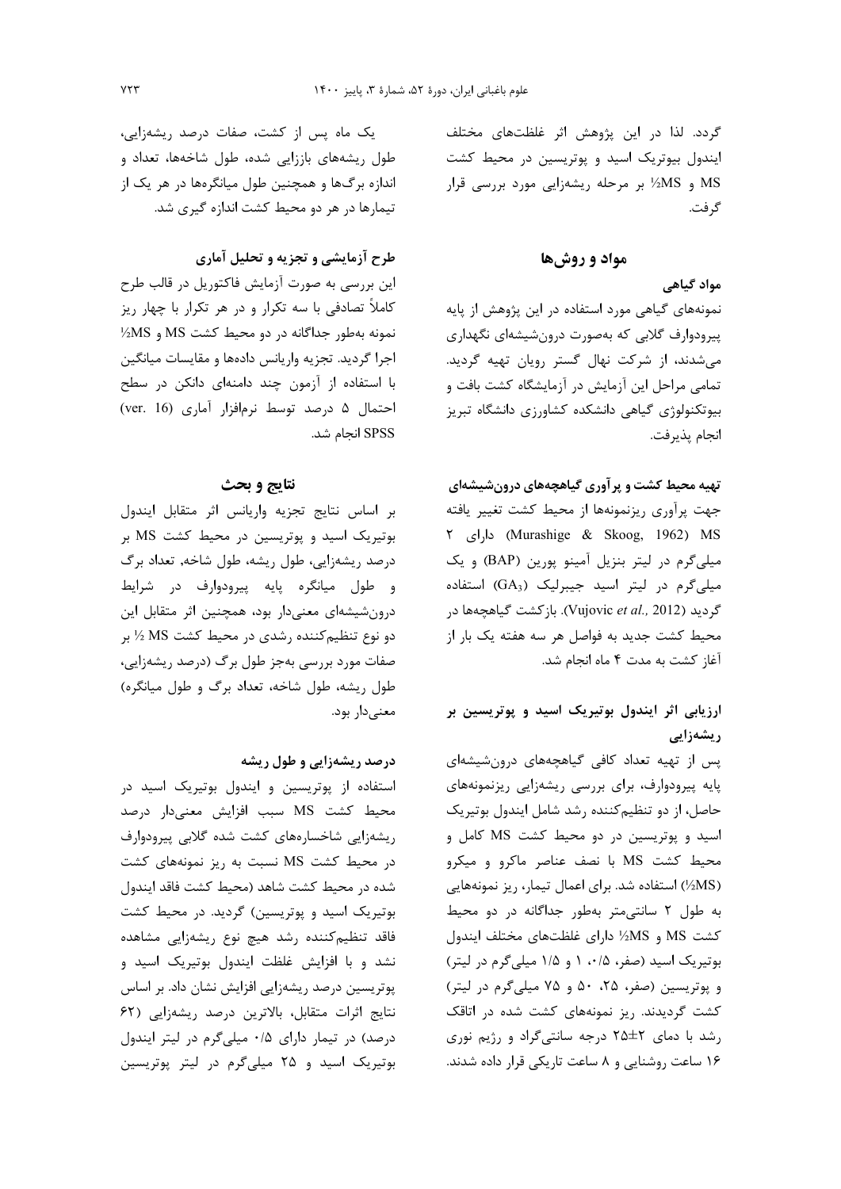گردد. لذا در این پژوهش اثر غلظت‌های مختلف ایندول بیوتریک اسید و پوتریسین در محیط کشت MS و ½MS بر مرحله ریشه‌زایی مورد بررسی قرار گرفت.

## مواد و روش‌ها

### مواد گیاهی

نمونه‌های گیاهی مورد استفاده در این پژوهش از پایه پیرودوارف گلابی که به‌صورت درون‌شیشه‌ای نگهداری می‌شدند، از شرکت نهال گستر رویان تهیه گردید. تمامی مراحل این آزمایش در آزمایشگاه کشت بافت و بیوتکنولوژی گیاهی دانشکده کشاورزی دانشگاه تبریز انجام پذیرفت.

### تهیه محیط کشت و پرآوری گیاهچه‌های درون‌شیشه‌ای

جهت پرآوری ریزنمونه‌ها از محیط کشت تغییر یافته MS (Murashige & Skoog, 1962) دارای ۲ میلی‌گرم در لیتر بنزیل آمینو پورین (BAP) و یک میلی‌گرم در لیتر اسید جیبرلیک ($GA_3$) استفاده گردید (Vujovic *et al.,* 2012). بازکشت گیاهچه‌ها در محیط کشت جدید به فواصل هر سه هفته یک بار از آغاز کشت به مدت ۴ ماه انجام شد.

### ارزیابی اثر ایندول بوتیریک اسید و پوتریسین بر ریشه‌زایی

پس از تهیه تعداد کافی گیاهچه‌های درون‌شیشه‌ای پایه پیرودوارف، برای بررسی ریشه‌زایی ریزنمونه‌های حاصل، از دو تنظیم‌کننده رشد شامل ایندول بوتیریک اسید و پوتریسین در دو محیط کشت MS کامل و محیط کشت MS با نصف عناصر ماکرو و میکرو (½MS) استفاده شد. برای اعمال تیمار، ریز نمونه‌هایی به طول ۲ سانتی‌متر به‌طور جداگانه در دو محیط کشت MS و ½MS دارای غلظت‌های مختلف ایندول بوتیریک اسید (صفر، ۰/۵، ۱ و ۱/۵ میلی‌گرم در لیتر) و پوتریسین (صفر، ۲۵، ۵۰ و ۷۵ میلی‌گرم در لیتر) کشت گردیدند. ریز نمونه‌های کشت شده در اتاقک رشد با دمای ۲±۲۵ درجه سانتی‌گراد و رژیم نوری ۱۶ ساعت روشنایی و ۸ ساعت تاریکی قرار داده شدند.

یک ماه پس از کشت، صفات درصد ریشه‌زایی، طول ریشه‌های باززایی شده، طول شاخه‌ها، تعداد و اندازه برگ‌ها و همچنین طول میانگره‌ها در هر یک از تیمارها در هر دو محیط کشت اندازه گیری شد.

### طرح آزمایشی و تجزیه و تحلیل آماری

این بررسی به صورت آزمایش فاکتوریل در قالب طرح کاملاً تصادفی با سه تکرار و در هر تکرار با چهار ریز نمونه به‌طور جداگانه در دو محیط کشت MS و ½MS اجرا گردید. تجزیه واریانس داده‌ها و مقایسات میانگین با استفاده از آزمون چند دامنه‌ای دانکن در سطح احتمال ۵ درصد توسط نرم‌افزار آماری SPSS (ver. 16) انجام شد.

## نتایج و بحث

بر اساس نتایج تجزیه واریانس اثر متقابل ایندول بوتیریک اسید و پوتریسین در محیط کشت MS بر درصد ریشه‌زایی، طول ریشه، طول شاخه، تعداد برگ و طول میانگره پایه پیرودوارف در شرایط درون‌شیشه‌ای معنی‌دار بود، همچنین اثر متقابل این دو نوع تنظیم‌کننده رشدی در محیط کشت ½ MS بر صفات مورد بررسی به‌جز طول برگ (درصد ریشه‌زایی، طول ریشه، طول شاخه، تعداد برگ و طول میانگره) معنی‌دار بود.

### درصد ریشه‌زایی و طول ریشه

استفاده از پوتریسین و ایندول بوتیریک اسید در محیط کشت MS سبب افزایش معنی‌دار درصد ریشه‌زایی شاخساره‌های کشت شده گلابی پیرودوارف در محیط کشت MS نسبت به ریز نمونه‌های کشت شده در محیط کشت شاهد (محیط کشت فاقد ایندول بوتیریک اسید و پوتریسین) گردید. در محیط کشت فاقد تنظیم‌کننده رشد هیچ نوع ریشه‌زایی مشاهده نشد و با افزایش غلظت ایندول بوتیریک اسید و پوتریسین درصد ریشه‌زایی افزایش نشان داد. بر اساس نتایج اثرات متقابل، بالاترین درصد ریشه‌زایی (۶۲ درصد) در تیمار دارای ۰/۵ میلی‌گرم در لیتر ایندول بوتیریک اسید و ۲۵ میلی‌گرم در لیتر پوتریسین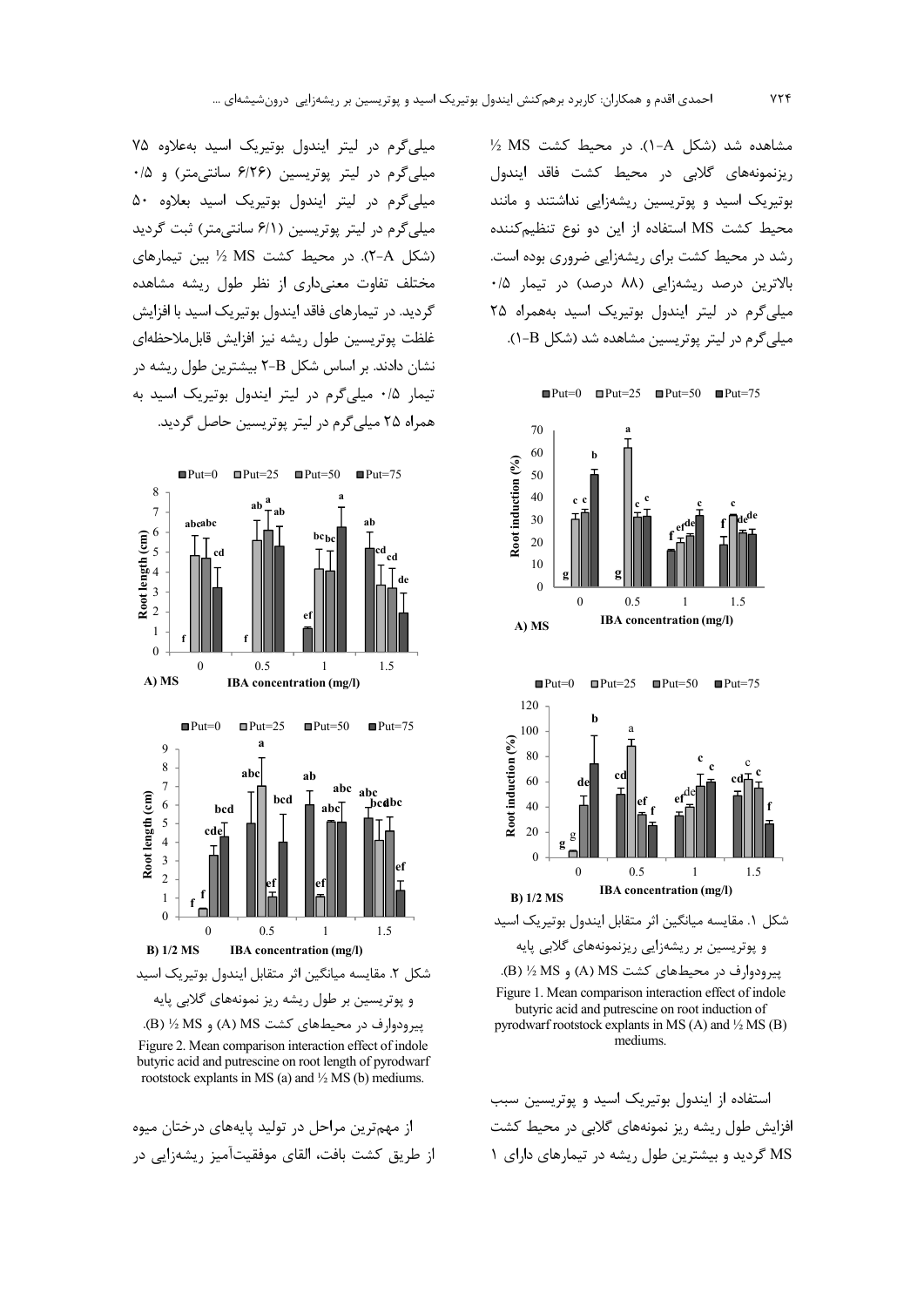مشاهده شد (شکل A-۱). در محیط کشت ½ MS ریزنمونه‌های گلابی در محیط کشت فاقد ایندول بوتیریک اسید و پوتریسین ریشه‌زایی نداشتند و مانند محیط کشت MS استفاده از این دو نوع تنظیم‌کننده رشد در محیط کشت برای ریشه‌زایی ضروری بوده است. بالاترین درصد ریشه‌زایی (۸۸ درصد) در تیمار ۰/۵ میلی‌گرم در لیتر ایندول بوتیریک اسید به‌همراه ۲۵ میلی‌گرم در لیتر پوتریسین مشاهده شد (شکل B-۱).

شکل ۱. مقایسه میانگین اثر متقابل ایندول بوتیریک اسید و پوتریسین بر ریشه‌زایی ریزنمونه‌های گلابی پایه پیرودوارف در محیط‌های کشت MS (A) و ½ MS (B).

Figure 1. Mean comparison interaction effect of indole butyric acid and putrescine on root induction of pyrodwarf rootstock explants in MS (A) and ½ MS (B) mediums.

استفاده از ایندول بوتیریک اسید و پوتریسین سبب افزایش طول ریشه ریز نمونه‌های گلابی در محیط کشت MS گردید و بیشترین طول ریشه در تیمارهای دارای ۱ میلی‌گرم در لیتر ایندول بوتیریک اسید به‌علاوه ۷۵ میلی‌گرم در لیتر پوتریسین (۶/۲۶ سانتی‌متر) و ۰/۵ میلی‌گرم در لیتر ایندول بوتیریک اسید بعلاوه ۵۰ میلی‌گرم در لیتر پوتریسین (۶/۱ سانتی‌متر) ثبت گردید (شکل A-۲). در محیط کشت ½ MS بین تیمارهای مختلف تفاوت معنی‌داری از نظر طول ریشه مشاهده گردید. در تیمارهای فاقد ایندول بوتیریک اسید با افزایش غلظت پوتریسین طول ریشه نیز افزایش قابل‌ملاحظه‌ای نشان دادند. بر اساس شکل B-۲ بیشترین طول ریشه در تیمار ۰/۵ میلی‌گرم در لیتر ایندول بوتیریک اسید به همراه ۲۵ میلی‌گرم در لیتر پوتریسین حاصل گردید.

شکل ۲. مقایسه میانگین اثر متقابل ایندول بوتیریک اسید و پوتریسین بر طول ریشه ریز نمونه‌های گلابی پایه پیرودوارف در محیط‌های کشت MS (A) و ½ MS (B).

Figure 2. Mean comparison interaction effect of indole butyric acid and putrescine on root length of pyrodwarf rootstock explants in MS (a) and ½ MS (b) mediums.

از مهم‌ترین مراحل در تولید پایه‌های درختان میوه از طریق کشت بافت، القای موفقیت‌آمیز ریشه‌زایی در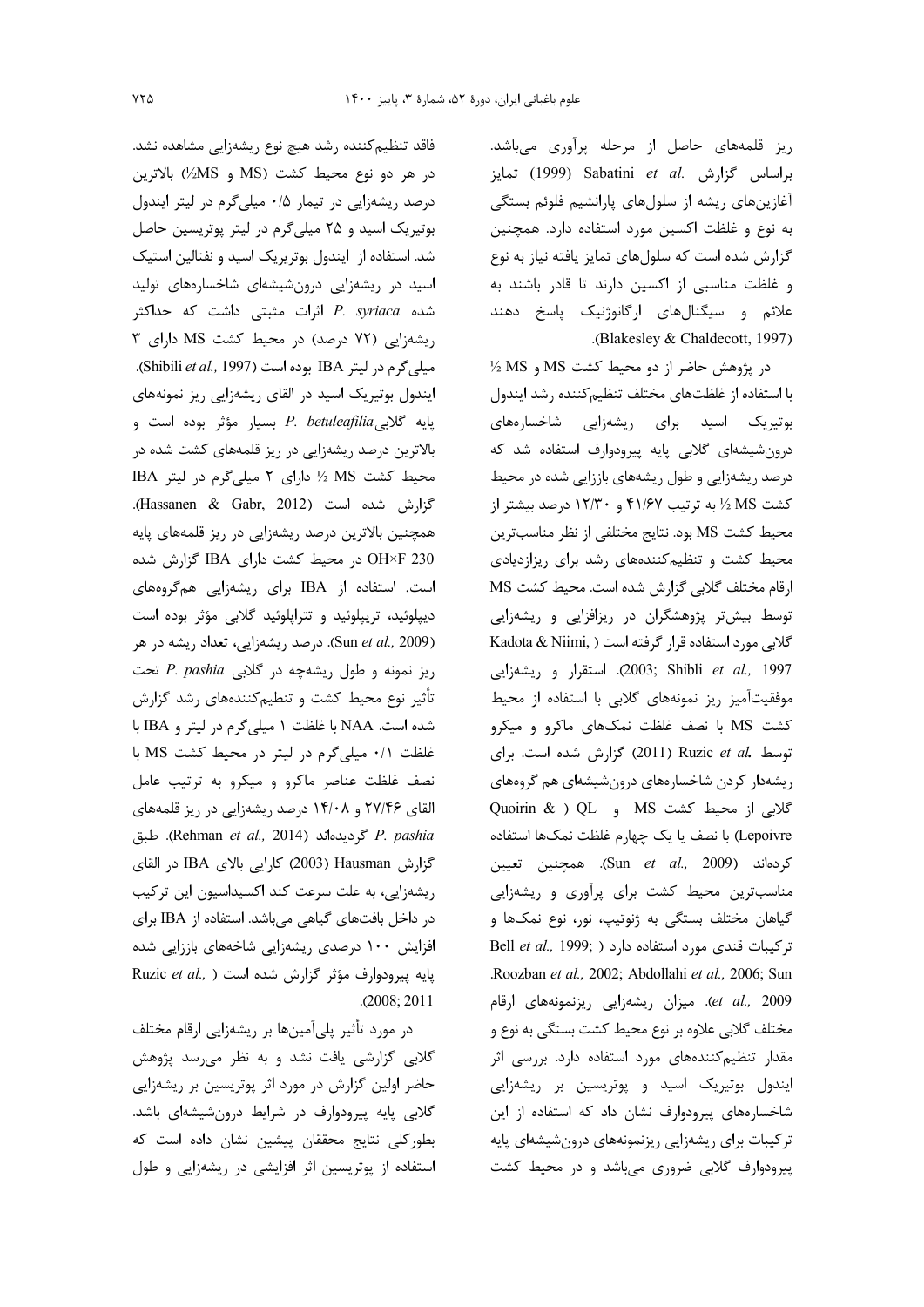ریز قلمه‌های حاصل از مرحله پرآوری می‌باشد. براساس گزارش Sabatini *et al.* (1999) تمایز آغازین‌های ریشه از سلول‌های پارانشیم فلوئم بستگی به نوع و غلظت اکسین مورد استفاده دارد. همچنین گزارش شده است که سلول‌های تمایز یافته نیاز به نوع و غلظت مناسبی از اکسین دارند تا قادر باشند به علائم و سیگنال‌های ارگانوژنیک پاسخ دهند (Blakesley & Chaldecott, 1997).

در پژوهش حاضر از دو محیط کشت MS و MS ½ با استفاده از غلظت‌های مختلف تنظیم‌کننده رشد ایندول بوتیریک اسید برای ریشه‌زایی شاخساره‌های درون‌شیشه‌ای گلابی پایه پیرودوارف استفاده شد که درصد ریشه‌زایی و طول ریشه‌های باززایی شده در محیط کشت MS ½ به ترتیب ۴۱/۶۷ و ۱۲/۳۰ درصد بیشتر از محیط کشت MS بود. نتایج مختلفی از نظر مناسب‌ترین محیط کشت و تنظیم‌کننده‌های رشد برای ریزازدیادی ارقام مختلف گلابی گزارش شده است. محیط کشت MS توسط بیش‌تر پژوهشگران در ریزافزایی و ریشه‌زایی گلابی مورد استفاده قرار گرفته است (Kadota & Niimi, 2003; Shibli *et al.*, 1997). استقرار و ریشه‌زایی موفقیت‌آمیز ریز نمونه‌های گلابی با استفاده از محیط کشت MS با نصف غلظت نمک‌های ماکرو و میکرو توسط Ruzic *et al.* (2011) گزارش شده است. برای ریشه‌دار کردن شاخساره‌های درون‌شیشه‌ای هم گروه‌های گلابی از محیط کشت MS و QL (Quoirin & Lepoivre) با نصف یا یک چهارم غلظت نمک‌ها استفاده کرده‌اند (Sun *et al.*, 2009). همچنین تعیین مناسب‌ترین محیط کشت برای پرآوری و ریشه‌زایی گیاهان مختلف بستگی به ژنوتیپ، نور، نوع نمک‌ها و ترکیبات قندی مورد استفاده دارد (Bell *et al.*, 1999; Roozban *et al.*, 2002; Abdollahi *et al.*, 2006; Sun *et al.*, 2009). میزان ریشه‌زایی ریزنمونه‌های ارقام مختلف گلابی علاوه بر نوع محیط کشت بستگی به نوع و مقدار تنظیم‌کننده‌های مورد استفاده دارد. بررسی اثر ایندول بوتیریک اسید و پوتریسین بر ریشه‌زایی شاخساره‌های پیرودوارف نشان داد که استفاده از این ترکیبات برای ریشه‌زایی ریزنمونه‌های درون‌شیشه‌ای پایه پیرودوارف گلابی ضروری می‌باشد و در محیط کشت فاقد تنظیم‌کننده رشد هیچ نوع ریشه‌زایی مشاهده نشد. در هر دو نوع محیط کشت (MS و ½MS) بالاترین درصد ریشه‌زایی در تیمار ۰/۵ میلی‌گرم در لیتر ایندول بوتیریک اسید و ۲۵ میلی‌گرم در لیتر پوتریسین حاصل شد. استفاده از ایندول بوتیریک اسید و نفتالین استیک اسید در ریشه‌زایی درون‌شیشه‌ای شاخساره‌های تولید شده *P. syriaca* اثرات مثبتی داشت که حداکثر ریشه‌زایی (۷۲ درصد) در محیط کشت MS دارای ۳ میلی‌گرم در لیتر IBA بوده است (Shibili *et al.*, 1997). ایندول بوتیریک اسید در القای ریشه‌زایی ریز نمونه‌های پایه گلابی *P. betuleafilia* بسیار مؤثر بوده است و بالاترین درصد ریشه‌زایی در ریز قلمه‌های کشت شده در محیط کشت MS ½ دارای ۲ میلی‌گرم در لیتر IBA گزارش شده است (Hassanen & Gabr, 2012). همچنین بالاترین درصد ریشه‌زایی در ریز قلمه‌های پایه OH×F 230 در محیط کشت دارای IBA گزارش شده است. استفاده از IBA برای ریشه‌زایی هم‌گروه‌های دیپلوئید، تریپلوئید و تتراپلوئید گلابی مؤثر بوده است (Sun *et al.*, 2009). درصد ریشه‌زایی، تعداد ریشه در هر ریز نمونه و طول ریشه‌چه در گلابی *P. pashia* تحت تأثیر نوع محیط کشت و تنظیم‌کننده‌های رشد گزارش شده است. NAA با غلظت ۱ میلی‌گرم در لیتر و IBA با غلظت ۰/۱ میلی‌گرم در لیتر در محیط کشت MS با نصف غلظت عناصر ماکرو و میکرو به ترتیب عامل القای ۲۷/۴۶ و ۱۴/۰۸ درصد ریشه‌زایی در ریز قلمه‌های *P. pashia* گردیده‌اند (Rehman *et al.*, 2014). طبق گزارش Hausman (2003) کارایی بالای IBA در القای ریشه‌زایی، به علت سرعت کند اکسیداسیون این ترکیب در داخل بافت‌های گیاهی می‌باشد. استفاده از IBA برای افزایش ۱۰۰ درصدی ریشه‌زایی شاخه‌های باززایی شده پایه پیرودوارف مؤثر گزارش شده است (Ruzic *et al.*, 2008; 2011).

در مورد تأثیر پلی‌آمین‌ها بر ریشه‌زایی ارقام مختلف گلابی گزارشی یافت نشد و به نظر می‌رسد پژوهش حاضر اولین گزارش در مورد اثر پوتریسین بر ریشه‌زایی گلابی پایه پیرودوارف در شرایط درون‌شیشه‌ای باشد. بطورکلی نتایج محققان پیشین نشان داده است که استفاده از پوتریسین اثر افزایشی در ریشه‌زایی و طول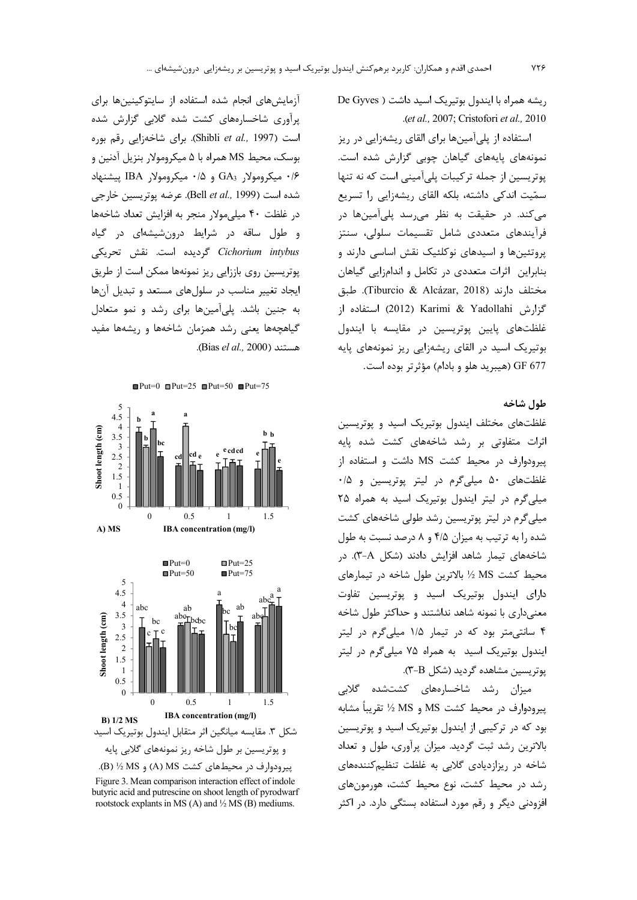ریشه همراه با ایندول بوتیریک اسید داشت (De Gyves *et al.,* 2007; Cristofori *et al.,* 2010).

استفاده از پلی‌آمین‌ها برای القای ریشه‌زایی در ریز نمونه‌های پایه‌های گیاهان چوبی گزارش شده است. پوتریسین از جمله ترکیبات پلی‌آمینی است که نه تنها سمّیت اندکی داشته، بلکه القای ریشه‌زایی را تسریع می‌کند. در حقیقت به نظر می‌رسد پلی‌آمین‌ها در فرآیندهای متعددی شامل تقسیمات سلولی، سنتز پروتئین‌ها و اسیدهای نوکلئیک نقش اساسی دارند و بنابراین اثرات متعددی در تکامل و اندام‌زایی گیاهان مختلف دارند (Tiburcio & Alcázar, 2018). طبق گزارش Karimi & Yadollahi (2012) استفاده از غلظت‌های پایین پوتریسین در مقایسه با ایندول بوتیریک اسید در القای ریشه‌زایی ریز نمونه‌های پایه GF 677 (هیبرید هلو و بادام) مؤثرتر بوده است.

### طول شاخه

غلظت‌های مختلف ایندول بوتیریک اسید و پوتریسین اثرات متفاوتی بر رشد شاخه‌های کشت شده پایه پیرودوارف در محیط کشت MS داشت و استفاده از غلظت‌های ۵۰ میلی‌گرم در لیتر پوتریسین و ۰/۵ میلی‌گرم در لیتر ایندول بوتیریک اسید به همراه ۲۵ میلی‌گرم در لیتر پوتریسین رشد طولی شاخه‌های کشت شده را به ترتیب به میزان ۴/۵ و ۸ درصد نسبت به طول شاخه‌های تیمار شاهد افزایش دادند (شکل A-۳). در محیط کشت MS ½ بالاترین طول شاخه در تیمارهای دارای ایندول بوتیریک اسید و پوتریسین تفاوت معنی‌داری با نمونه شاهد نداشتند و حداکثر طول شاخه ۴ سانتی‌متر بود که در تیمار ۱/۵ میلی‌گرم در لیتر ایندول بوتیریک اسید به همراه ۷۵ میلی‌گرم در لیتر پوتریسین مشاهده گردید (شکل B-۳).

میزان رشد شاخساره‌های کشت‌شده گلابی پیرودوارف در محیط کشت MS و MS ½ تقریباً مشابه بود که در ترکیبی از ایندول بوتیریک اسید و پوتریسین بالاترین رشد ثبت گردید. میزان پرآوری، طول و تعداد شاخه در ریزازدیادی گلابی به غلظت تنظیم‌کننده‌های رشد در محیط کشت، نوع محیط کشت، هورمون‌های افزودنی دیگر و رقم مورد استفاده بستگی دارد. در اکثر آزمایش‌های انجام شده استفاده از سایتوکینین‌ها برای پرآوری شاخساره‌های کشت شده گلابی گزارش شده است (Shibli *et al.,* 1997). برای شاخه‌زایی رقم بوره بوسک، محیط MS همراه با ۵ میکرومولار بنزیل آدنین و ۰/۶ میکرومولار $GA_3$ و ۰/۵ میکرومولار IBA پیشنهاد شده است (Bell *et al.,* 1999). عرضه پوتریسین خارجی در غلظت ۴۰ میلی‌مولار منجر به افزایش تعداد شاخه‌ها و طول ساقه در شرایط درون‌شیشه‌ای در گیاه *Cichorium intybus* گردیده است. نقش تحریکی پوتریسین روی باززایی ریز نمونه‌ها ممکن است از طریق ایجاد تغییر مناسب در سلول‌های مستعد و تبدیل آن‌ها به جنین باشد. پلی‌آمین‌ها برای رشد و نمو متعادل گیاهچه‌ها یعنی رشد همزمان شاخه‌ها و ریشه‌ها مفید هستند (Bias *el al.,* 2000).

شکل ۳. مقایسه میانگین اثر متقابل ایندول بوتیریک اسید و پوتریسین بر طول شاخه ریز نمونه‌های گلابی پایه پیرودوارف در محیط‌های کشت MS (A) و MS ½ (B).

Figure 3. Mean comparison interaction effect of indole butyric acid and putrescine on shoot length of pyrodwarf rootstock explants in MS (A) and ½ MS (B) mediums.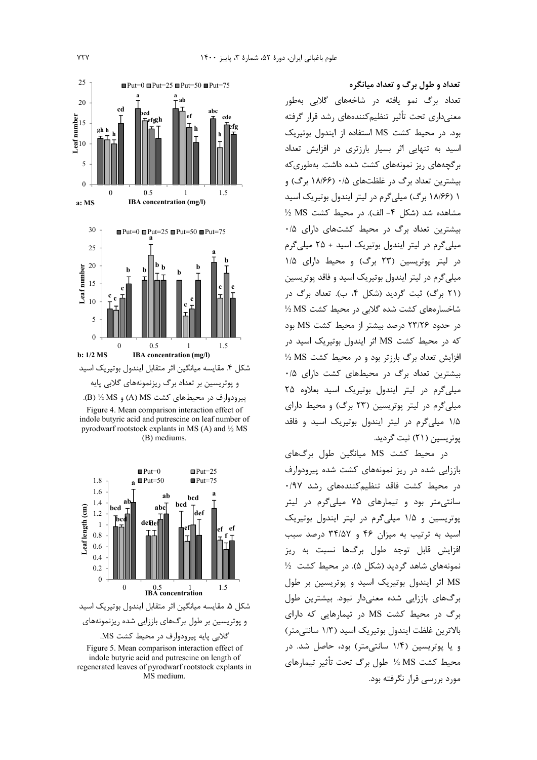### تعداد و طول برگ و تعداد میانگره

تعداد برگ نمو یافته در شاخه‌های گلابی به‌طور معنی‌داری تحت تأثیر تنظیم‌کننده‌های رشد قرار گرفته بود. در محیط کشت MS استفاده از ایندول بوتیریک اسید به تنهایی اثر بسیار بارزتری در افزایش تعداد برگچه‌های ریز نمونه‌های کشت شده داشت. به‌طوری‌که بیشترین تعداد برگ در غلظت‌های ۰/۵ (۱۸/۶۶ برگ) و ۱ (۱۸/۶۶ برگ) میلی‌گرم در لیتر ایندول بوتیریک اسید مشاهده شد (شکل ۴- الف). در محیط کشت ½ MS بیشترین تعداد برگ در محیط کشت‌های دارای ۰/۵ میلی‌گرم در لیتر ایندول بوتیریک اسید + ۲۵ میلی‌گرم در لیتر پوتریسین (۲۳ برگ) و محیط دارای ۱/۵ میلی‌گرم در لیتر ایندول بوتیریک اسید و فاقد پوتریسین (۲۱ برگ) ثبت گردید (شکل ۴، ب). تعداد برگ در شاخساره‌های کشت شده گلابی در محیط کشت ½ MS در حدود ۲۳/۲۶ درصد بیشتر از محیط کشت MS بود که در محیط کشت MS اثر ایندول بوتیریک اسید در افزایش تعداد برگ بارزتر بود و در محیط کشت ½ MS بیشترین تعداد برگ در محیط‌های کشت دارای ۰/۵ میلی‌گرم در لیتر ایندول بوتیریک اسید بعلاوه ۲۵ میلی‌گرم در لیتر پوتریسین (۲۳ برگ) و محیط دارای ۱/۵ میلی‌گرم در لیتر ایندول بوتیریک اسید و فاقد پوتریسین (۲۱) ثبت گردید.

در محیط کشت MS میانگین طول برگ‌های باززایی شده در ریز نمونه‌های کشت شده پیرودوارف در محیط کشت فاقد تنظیم‌کننده‌های رشد ۰/۹۷ سانتی‌متر بود و تیمارهای ۷۵ میلی‌گرم در لیتر پوتریسین و ۱/۵ میلی‌گرم در لیتر ایندول بوتیریک اسید به ترتیب به میزان ۴۶ و ۳۴/۵۷ درصد سبب افزایش قابل توجه طول برگ‌ها نسبت به ریز نمونه‌های شاهد گردید (شکل ۵). در محیط کشت ½ MS اثر ایندول بوتیریک اسید و پوتریسین بر طول برگ‌های باززایی شده معنی‌دار نبود. بیشترین طول برگ در محیط کشت MS در تیمارهایی که دارای بالاترین غلظت ایندول بوتیریک اسید (۱/۳ سانتی‌متر) و یا پوتریسین (۱/۴ سانتی‌متر) بود، حاصل شد. در محیط کشت ½ MS طول برگ تحت تأثیر تیمارهای مورد بررسی قرار نگرفته بود.

شکل ۴. مقایسه میانگین اثر متقابل ایندول بوتیریک اسید و پوتریسین بر تعداد برگ ریزنمونه‌های گلابی پایه پیرودوارف در محیط‌های کشت MS (A) و ½ MS (B).

Figure 4. Mean comparison interaction effect of indole butyric acid and putrescine on leaf number of pyrodwarf rootstock explants in MS (A) and ½ MS (B) mediums.

شکل ۵. مقایسه میانگین اثر متقابل ایندول بوتیریک اسید و پوتریسین بر طول برگ‌های باززایی شده ریزنمونه‌های گلابی پایه پیرودوارف در محیط کشت MS.

Figure 5. Mean comparison interaction effect of indole butyric acid and putrescine on length of regenerated leaves of pyrodwarf rootstock explants in MS medium.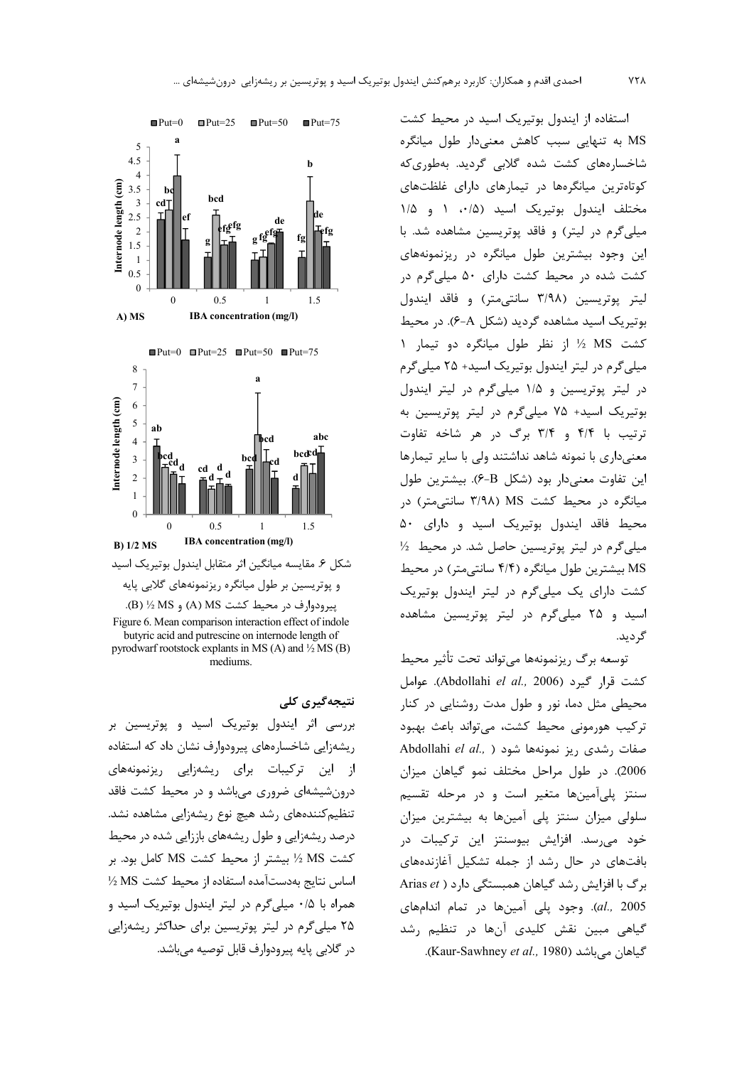استفاده از ایندول بوتیریک اسید در محیط کشت MS به تنهایی سبب کاهش معنی‌دار طول میانگره شاخساره‌های کشت شده گلابی گردید. به‌طوری‌که کوتاه‌ترین میانگره‌ها در تیمارهای دارای غلظت‌های مختلف ایندول بوتیریک اسید (۰/۵، ۱ و ۱/۵ میلی‌گرم در لیتر) و فاقد پوتریسین مشاهده شد. با این وجود بیشترین طول میانگره در ریزنمونه‌های کشت شده در محیط کشت دارای ۵۰ میلی‌گرم در لیتر پوتریسین (۳/۹۸ سانتی‌متر) و فاقد ایندول بوتیریک اسید مشاهده گردید (شکل ۶-A). در محیط کشت MS ½ از نظر طول میانگره دو تیمار ۱ میلی‌گرم در لیتر ایندول بوتیریک اسید+ ۲۵ میلی‌گرم در لیتر پوتریسین و ۱/۵ میلی‌گرم در لیتر ایندول بوتیریک اسید+ ۷۵ میلی‌گرم در لیتر پوتریسین به ترتیب با ۴/۴ و ۳/۴ برگ در هر شاخه تفاوت معنی‌داری با نمونه شاهد نداشتند ولی با سایر تیمارها این تفاوت معنی‌دار بود (شکل ۶-B). بیشترین طول میانگره در محیط کشت MS (۳/۹۸ سانتی‌متر) در محیط فاقد ایندول بوتیریک اسید و دارای ۵۰ میلی‌گرم در لیتر پوتریسین حاصل شد. در محیط ½ MS بیشترین طول میانگره (۴/۴ سانتی‌متر) در محیط کشت دارای یک میلی‌گرم در لیتر ایندول بوتیریک اسید و ۲۵ میلی‌گرم در لیتر پوتریسین مشاهده گردید.

توسعه برگ ریزنمونه‌ها می‌تواند تحت تأثیر محیط کشت قرار گیرد (Abdollahi *el al.,* 2006). عوامل محیطی مثل دما، نور و طول مدت روشنایی در کنار ترکیب هورمونی محیط کشت، می‌تواند باعث بهبود صفات رشدی ریز نمونه‌ها شود (Abdollahi *el al.,* 2006). در طول مراحل مختلف نمو گیاهان میزان سنتز پلی‌آمین‌ها متغیر است و در مرحله تقسیم سلولی میزان سنتز پلی آمین‌ها به بیشترین میزان خود می‌رسد. افزایش بیوسنتز این ترکیبات در بافت‌های در حال رشد از جمله تشکیل آغازنده‌های برگ با افزایش رشد گیاهان همبستگی دارد (Arias *et al.,* 2005). وجود پلی آمین‌ها در تمام اندام‌های گیاهی مبین نقش کلیدی آن‌ها در تنظیم رشد گیاهان می‌باشد (Kaur-Sawhney *et al.,* 1980).

شکل ۶. مقایسه میانگین اثر متقابل ایندول بوتیریک اسید و پوتریسین بر طول میانگره ریزنمونه‌های گلابی پایه پیرودوارف در محیط کشت MS (A) و MS ½ (B).

Figure 6. Mean comparison interaction effect of indole butyric acid and putrescine on internode length of pyrodwarf rootstock explants in MS (A) and ½ MS (B) mediums.

## نتیجه‌گیری کلی

بررسی اثر ایندول بوتیریک اسید و پوتریسین بر ریشه‌زایی شاخساره‌های پیرودوارف نشان داد که استفاده از این ترکیبات برای ریشه‌زایی ریزنمونه‌های درون‌شیشه‌ای ضروری می‌باشد و در محیط کشت فاقد تنظیم‌کننده‌های رشد هیچ نوع ریشه‌زایی مشاهده نشد. درصد ریشه‌زایی و طول ریشه‌های باززایی شده در محیط کشت MS ½ بیشتر از محیط کشت MS کامل بود. بر اساس نتایج به‌دست‌آمده استفاده از محیط کشت MS ½ همراه با ۰/۵ میلی‌گرم در لیتر ایندول بوتیریک اسید و ۲۵ میلی‌گرم در لیتر پوتریسین برای حداکثر ریشه‌زایی در گلابی پایه پیرودوارف قابل توصیه می‌باشد.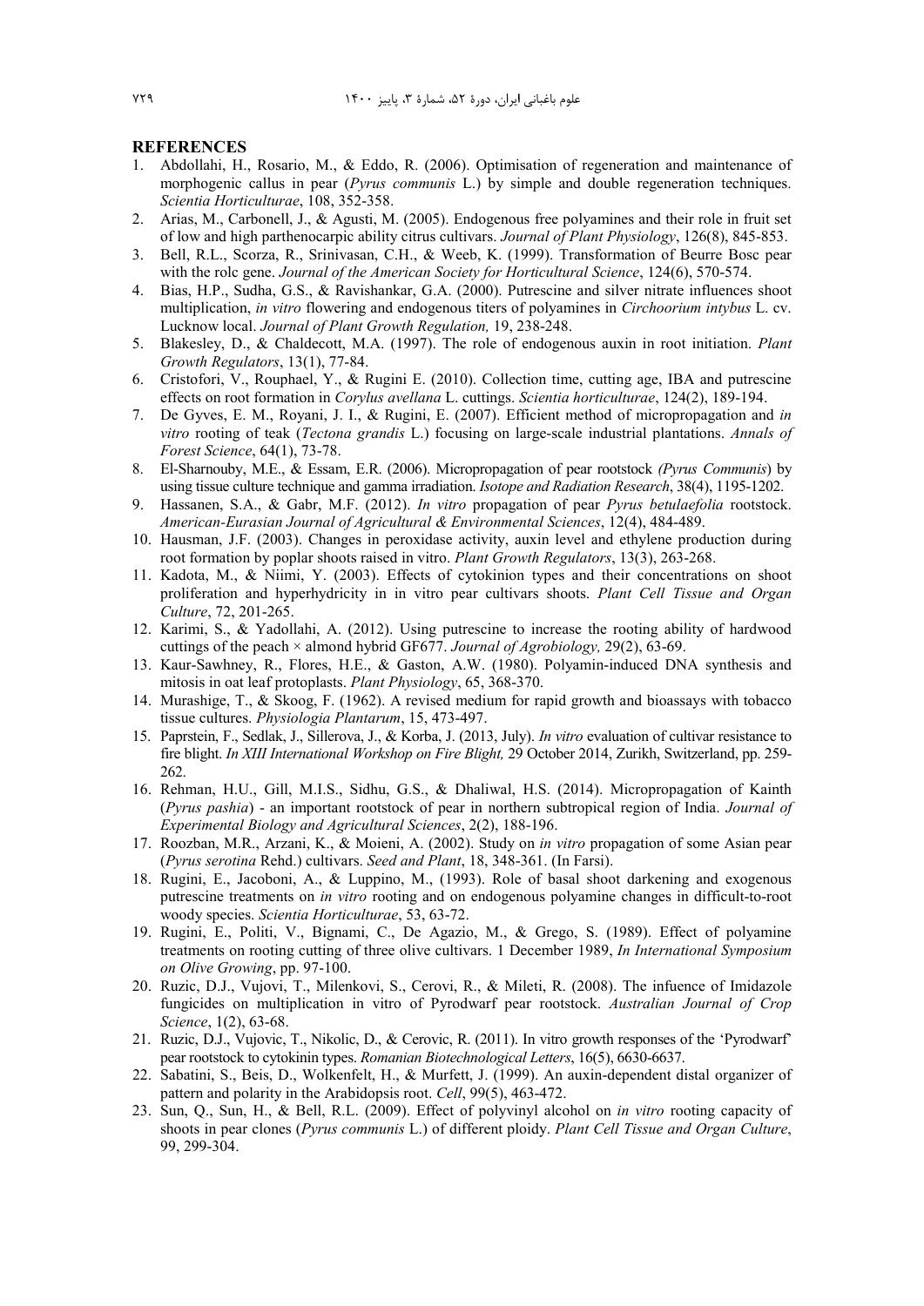## REFERENCES

1. Abdollahi, H., Rosario, M., & Eddo, R. (2006). Optimisation of regeneration and maintenance of morphogenic callus in pear (*Pyrus communis* L.) by simple and double regeneration techniques. *Scientia Horticulturae*, 108, 352-358.
2. Arias, M., Carbonell, J., & Agusti, M. (2005). Endogenous free polyamines and their role in fruit set of low and high parthenocarpic ability citrus cultivars. *Journal of Plant Physiology*, 126(8), 845-853.
3. Bell, R.L., Scorza, R., Srinivasan, C.H., & Weeb, K. (1999). Transformation of Beurre Bosc pear with the rolc gene. *Journal of the American Society for Horticultural Science*, 124(6), 570-574.
4. Bias, H.P., Sudha, G.S., & Ravishankar, G.A. (2000). Putrescine and silver nitrate influences shoot multiplication, *in vitro* flowering and endogenous titers of polyamines in *Circhoorium intybus* L. cv. Lucknow local. *Journal of Plant Growth Regulation,* 19, 238-248.
5. Blakesley, D., & Chaldecott, M.A. (1997). The role of endogenous auxin in root initiation. *Plant Growth Regulators*, 13(1), 77-84.
6. Cristofori, V., Rouphael, Y., & Rugini E. (2010). Collection time, cutting age, IBA and putrescine effects on root formation in *Corylus avellana* L. cuttings. *Scientia horticulturae*, 124(2), 189-194.
7. De Gyves, E. M., Royani, J. I., & Rugini, E. (2007). Efficient method of micropropagation and *in vitro* rooting of teak (*Tectona grandis* L.) focusing on large-scale industrial plantations. *Annals of Forest Science*, 64(1), 73-78.
8. El-Sharnouby, M.E., & Essam, E.R. (2006). Micropropagation of pear rootstock *(Pyrus Communis*) by using tissue culture technique and gamma irradiation. *Isotope and Radiation Research*, 38(4), 1195-1202.
9. Hassanen, S.A., & Gabr, M.F. (2012). *In vitro* propagation of pear *Pyrus betulaefolia* rootstock. *American-Eurasian Journal of Agricultural & Environmental Sciences*, 12(4), 484-489.
10. Hausman, J.F. (2003). Changes in peroxidase activity, auxin level and ethylene production during root formation by poplar shoots raised in vitro. *Plant Growth Regulators*, 13(3), 263-268.
11. Kadota, M., & Niimi, Y. (2003). Effects of cytokinion types and their concentrations on shoot proliferation and hyperhydricity in in vitro pear cultivars shoots. *Plant Cell Tissue and Organ Culture*, 72, 201-265.
12. Karimi, S., & Yadollahi, A. (2012). Using putrescine to increase the rooting ability of hardwood cuttings of the peach × almond hybrid GF677. *Journal of Agrobiology,* 29(2), 63-69.
13. Kaur-Sawhney, R., Flores, H.E., & Gaston, A.W. (1980). Polyamin-induced DNA synthesis and mitosis in oat leaf protoplasts. *Plant Physiology*, 65, 368-370.
14. Murashige, T., & Skoog, F. (1962). A revised medium for rapid growth and bioassays with tobacco tissue cultures. *Physiologia Plantarum*, 15, 473-497.
15. Paprstein, F., Sedlak, J., Sillerova, J., & Korba, J. (2013, July). *In vitro* evaluation of cultivar resistance to fire blight. *In XIII International Workshop on Fire Blight,* 29 October 2014, Zurikh, Switzerland, pp. 259-262.
16. Rehman, H.U., Gill, M.I.S., Sidhu, G.S., & Dhaliwal, H.S. (2014). Micropropagation of Kainth (*Pyrus pashia*) - an important rootstock of pear in northern subtropical region of India. *Journal of Experimental Biology and Agricultural Sciences*, 2(2), 188-196.
17. Roozban, M.R., Arzani, K., & Moieni, A. (2002). Study on *in vitro* propagation of some Asian pear (*Pyrus serotina* Rehd.) cultivars. *Seed and Plant*, 18, 348-361. (In Farsi).
18. Rugini, E., Jacoboni, A., & Luppino, M., (1993). Role of basal shoot darkening and exogenous putrescine treatments on *in vitro* rooting and on endogenous polyamine changes in difficult-to-root woody species. *Scientia Horticulturae*, 53, 63-72.
19. Rugini, E., Politi, V., Bignami, C., De Agazio, M., & Grego, S. (1989). Effect of polyamine treatments on rooting cutting of three olive cultivars. 1 December 1989, *In International Symposium on Olive Growing*, pp. 97-100.
20. Ruzic, D.J., Vujovi, T., Milenkovi, S., Cerovi, R., & Mileti, R. (2008). The infuence of Imidazole fungicides on multiplication in vitro of Pyrodwarf pear rootstock. *Australian Journal of Crop Science*, 1(2), 63-68.
21. Ruzic, D.J., Vujovic, T., Nikolic, D., & Cerovic, R. (2011). In vitro growth responses of the 'Pyrodwarf' pear rootstock to cytokinin types. *Romanian Biotechnological Letters*, 16(5), 6630-6637.
22. Sabatini, S., Beis, D., Wolkenfelt, H., & Murfett, J. (1999). An auxin-dependent distal organizer of pattern and polarity in the Arabidopsis root. *Cell*, 99(5), 463-472.
23. Sun, Q., Sun, H., & Bell, R.L. (2009). Effect of polyvinyl alcohol on *in vitro* rooting capacity of shoots in pear clones (*Pyrus communis* L.) of different ploidy. *Plant Cell Tissue and Organ Culture*, 99, 299-304.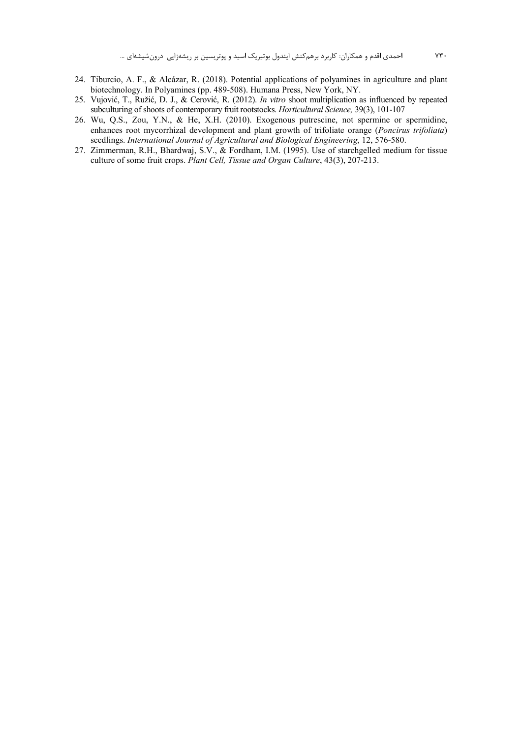24. Tiburcio, A. F., & Alcázar, R. (2018). Potential applications of polyamines in agriculture and plant biotechnology. In Polyamines (pp. 489-508). Humana Press, New York, NY.
25. Vujović, T., Ružić, D. J., & Cerović, R. (2012). *In vitro* shoot multiplication as influenced by repeated subculturing of shoots of contemporary fruit rootstocks. *Horticultural Science,* 39(3), 101-107
26. Wu, Q.S., Zou, Y.N., & He, X.H. (2010). Exogenous putrescine, not spermine or spermidine, enhances root mycorrhizal development and plant growth of trifoliate orange (*Poncirus trifoliata*) seedlings. *International Journal of Agricultural and Biological Engineering*, 12, 576-580.
27. Zimmerman, R.H., Bhardwaj, S.V., & Fordham, I.M. (1995). Use of starchgelled medium for tissue culture of some fruit crops. *Plant Cell, Tissue and Organ Culture*, 43(3), 207-213.